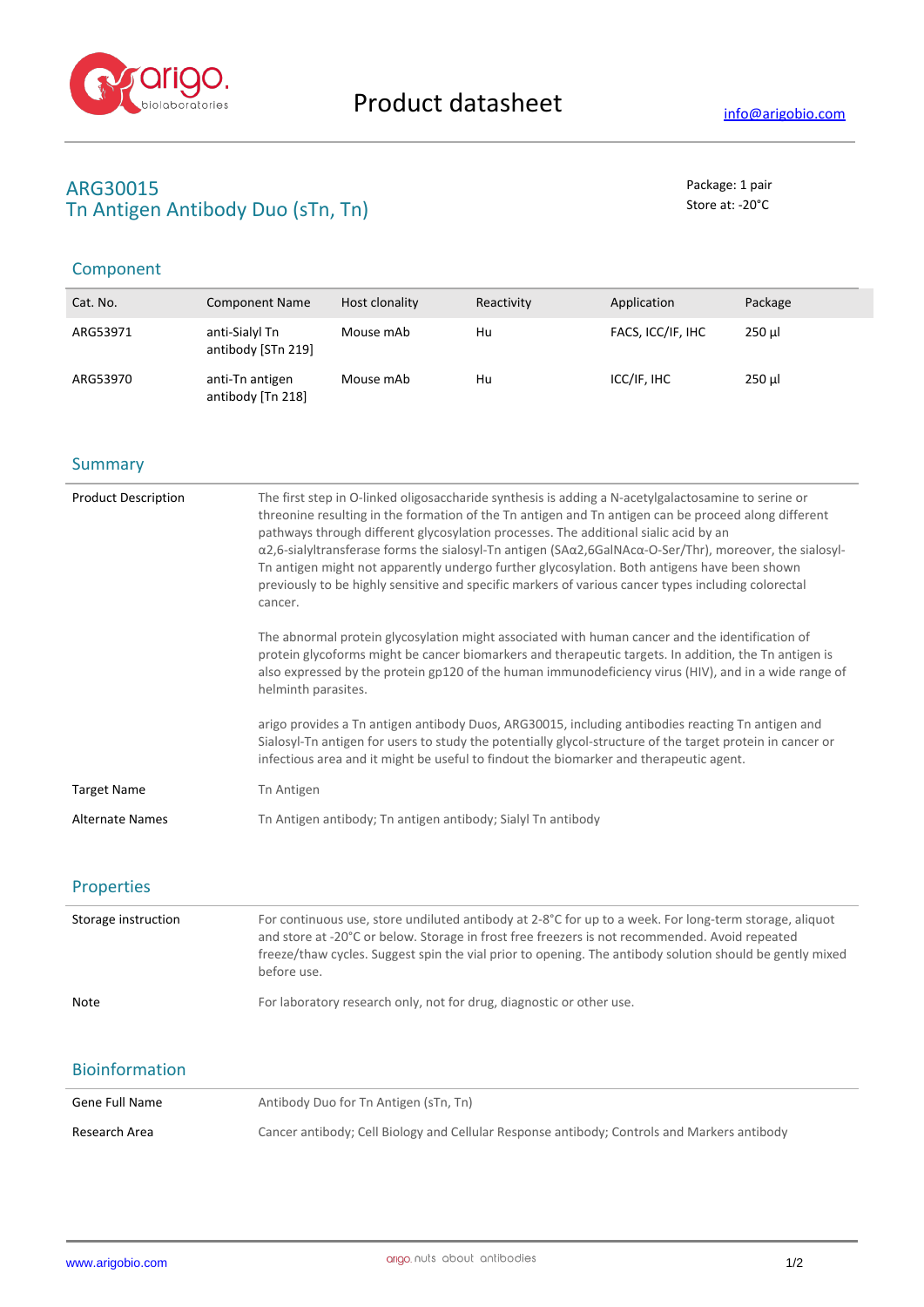Product datasheet

info@arigobio.com

# ARG30015
# Tn Antigen Antibody Duo (sTn, Tn)

Package: 1 pair
Store at: -20°C

## Component

| Cat. No. | Component Name | Host clonality | Reactivity | Application | Package |
|---|---|---|---|---|---|
| ARG53971 | anti-Sialyl Tn antibody [STn 219] | Mouse mAb | Hu | FACS, ICC/IF, IHC | 250 µl |
| ARG53970 | anti-Tn antigen antibody [Tn 218] | Mouse mAb | Hu | ICC/IF, IHC | 250 µl |

## Summary

| | |
|---|---|
| Product Description | The first step in O-linked oligosaccharide synthesis is adding a N-acetylgalactosamine to serine or threonine resulting in the formation of the Tn antigen and Tn antigen can be proceed along different pathways through different glycosylation processes. The additional sialic acid by an α2,6-sialyltransferase forms the sialosyl-Tn antigen (SAα2,6GalNAcα-O-Ser/Thr), moreover, the sialosyl-Tn antigen might not apparently undergo further glycosylation. Both antigens have been shown previously to be highly sensitive and specific markers of various cancer types including colorectal cancer.<br><br>The abnormal protein glycosylation might associated with human cancer and the identification of protein glycoforms might be cancer biomarkers and therapeutic targets. In addition, the Tn antigen is also expressed by the protein gp120 of the human immunodeficiency virus (HIV), and in a wide range of helminth parasites.<br><br>arigo provides a Tn antigen antibody Duos, ARG30015, including antibodies reacting Tn antigen and Sialosyl-Tn antigen for users to study the potentially glycol-structure of the target protein in cancer or infectious area and it might be useful to findout the biomarker and therapeutic agent. |
| Target Name | Tn Antigen |
| Alternate Names | Tn Antigen antibody; Tn antigen antibody; Sialyl Tn antibody |

## Properties

| | |
|---|---|
| Storage instruction | For continuous use, store undiluted antibody at 2-8°C for up to a week. For long-term storage, aliquot and store at -20°C or below. Storage in frost free freezers is not recommended. Avoid repeated freeze/thaw cycles. Suggest spin the vial prior to opening. The antibody solution should be gently mixed before use. |
| Note | For laboratory research only, not for drug, diagnostic or other use. |

## Bioinformation

| | |
|---|---|
| Gene Full Name | Antibody Duo for Tn Antigen (sTn, Tn) |
| Research Area | Cancer antibody; Cell Biology and Cellular Response antibody; Controls and Markers antibody |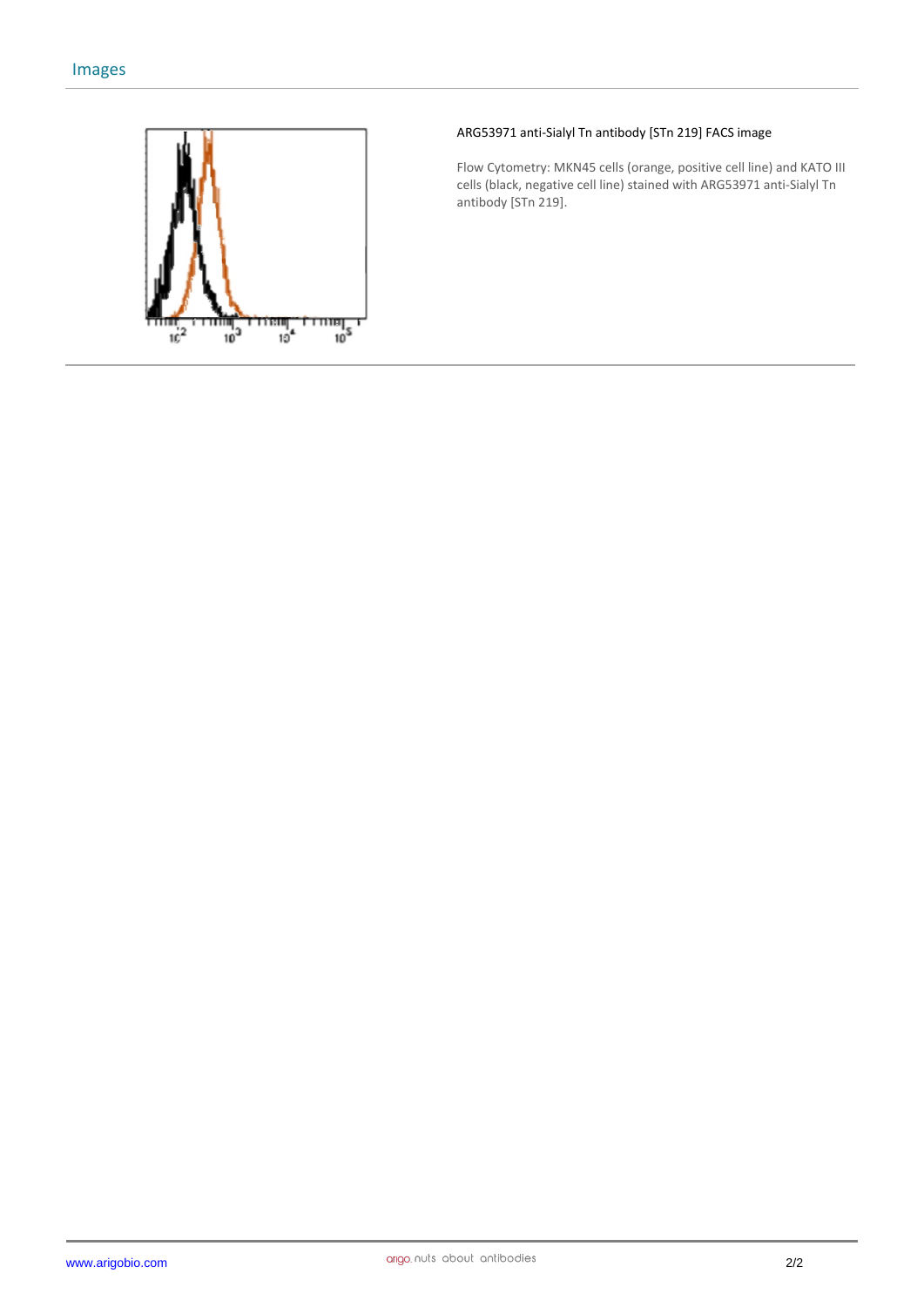## Images

10^2 10^3 10^4 10^5

**ARG53971 anti-Sialyl Tn antibody [STn 219] FACS image**

Flow Cytometry: MKN45 cells (orange, positive cell line) and KATO III cells (black, negative cell line) stained with ARG53971 anti-Sialyl Tn antibody [STn 219].